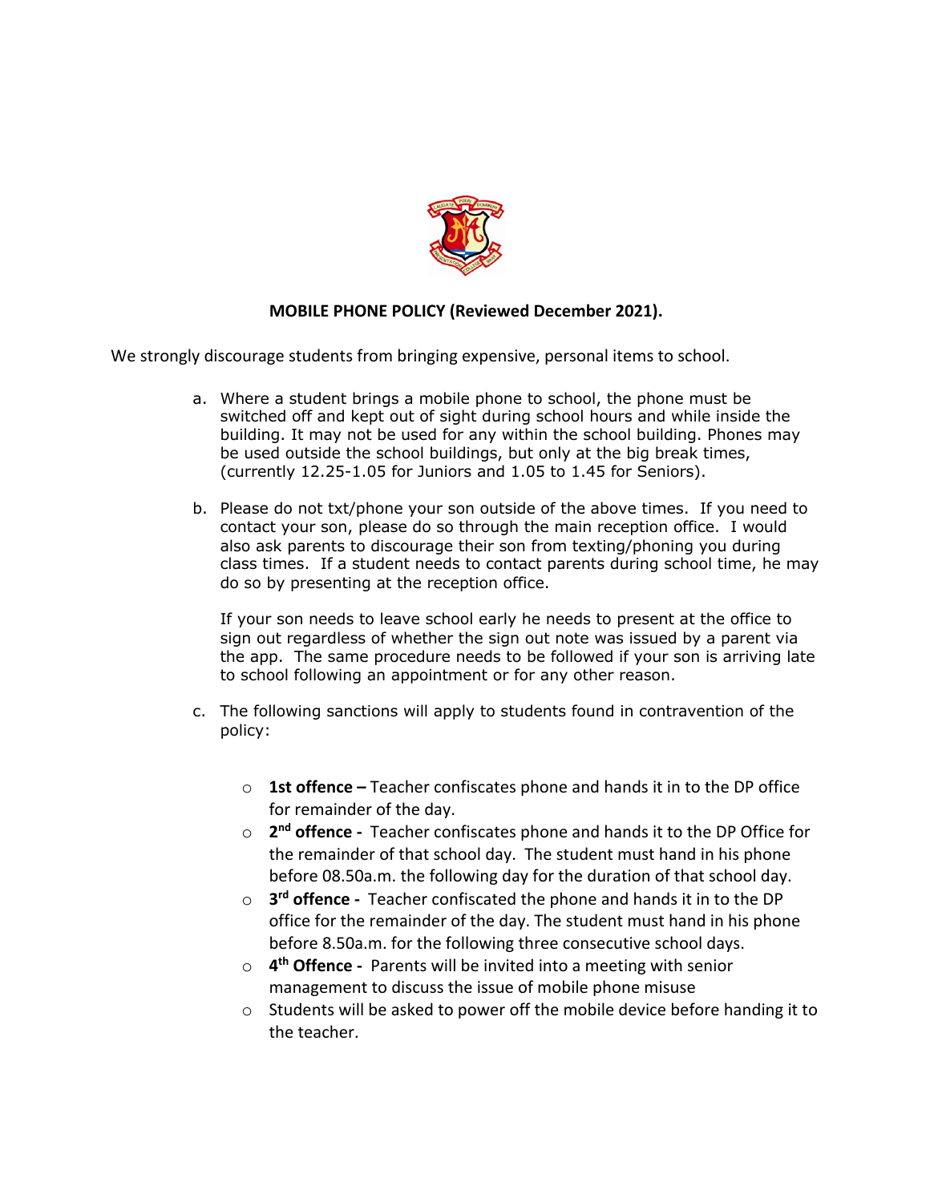**MOBILE PHONE POLICY (Reviewed December 2021).**

We strongly discourage students from bringing expensive, personal items to school.

a. Where a student brings a mobile phone to school, the phone must be switched off and kept out of sight during school hours and while inside the building. It may not be used for any within the school building. Phones may be used outside the school buildings, but only at the big break times, (currently 12.25-1.05 for Juniors and 1.05 to 1.45 for Seniors).

b. Please do not txt/phone your son outside of the above times. If you need to contact your son, please do so through the main reception office. I would also ask parents to discourage their son from texting/phoning you during class times. If a student needs to contact parents during school time, he may do so by presenting at the reception office.

   If your son needs to leave school early he needs to present at the office to sign out regardless of whether the sign out note was issued by a parent via the app. The same procedure needs to be followed if your son is arriving late to school following an appointment or for any other reason.

c. The following sanctions will apply to students found in contravention of the policy:

   - **1st offence –** Teacher confiscates phone and hands it in to the DP office for remainder of the day.
   - **2nd offence -** Teacher confiscates phone and hands it to the DP Office for the remainder of that school day. The student must hand in his phone before 08.50a.m. the following day for the duration of that school day.
   - **3rd offence -** Teacher confiscated the phone and hands it in to the DP office for the remainder of the day. The student must hand in his phone before 8.50a.m. for the following three consecutive school days.
   - **4th Offence -** Parents will be invited into a meeting with senior management to discuss the issue of mobile phone misuse
   - Students will be asked to power off the mobile device before handing it to the teacher.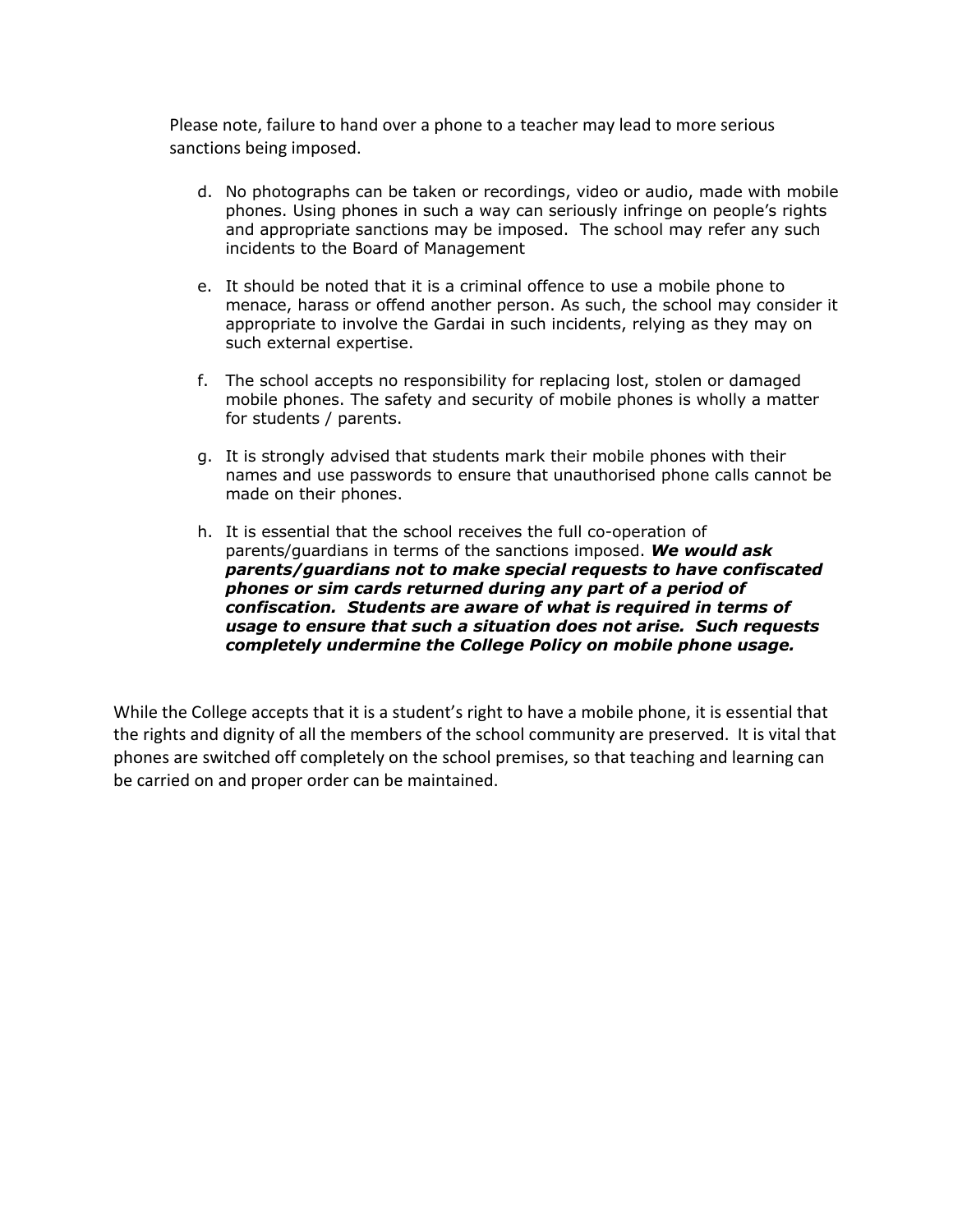Please note, failure to hand over a phone to a teacher may lead to more serious sanctions being imposed.

d. No photographs can be taken or recordings, video or audio, made with mobile phones. Using phones in such a way can seriously infringe on people's rights and appropriate sanctions may be imposed. The school may refer any such incidents to the Board of Management

e. It should be noted that it is a criminal offence to use a mobile phone to menace, harass or offend another person. As such, the school may consider it appropriate to involve the Gardai in such incidents, relying as they may on such external expertise.

f. The school accepts no responsibility for replacing lost, stolen or damaged mobile phones. The safety and security of mobile phones is wholly a matter for students / parents.

g. It is strongly advised that students mark their mobile phones with their names and use passwords to ensure that unauthorised phone calls cannot be made on their phones.

h. It is essential that the school receives the full co-operation of parents/guardians in terms of the sanctions imposed. ***We would ask parents/guardians not to make special requests to have confiscated phones or sim cards returned during any part of a period of confiscation. Students are aware of what is required in terms of usage to ensure that such a situation does not arise. Such requests completely undermine the College Policy on mobile phone usage.***

While the College accepts that it is a student's right to have a mobile phone, it is essential that the rights and dignity of all the members of the school community are preserved. It is vital that phones are switched off completely on the school premises, so that teaching and learning can be carried on and proper order can be maintained.